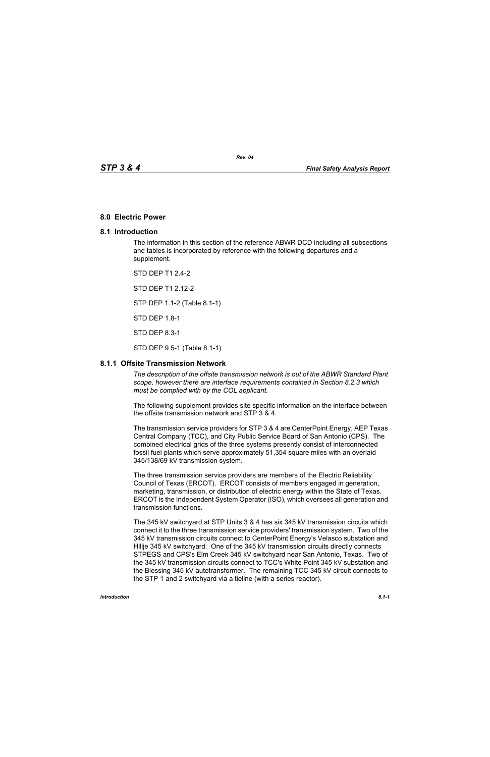# 8.0 Electric Power

## 8.1 Introduction

The information in this section of the reference ABWR DCD including all subsections and tables is incorporated by reference with the following departures and a supplement.

STD DEP T1 2.4-2

STD DEP T1 2.12-2

STP DEP 1.1-2 (Table 8.1-1)

STD DEP 1.8-1

STD DEP 8.3-1

STD DEP 9.5-1 (Table 8.1-1)

### 8.1.1 Offsite Transmission Network

*The description of the offsite transmission network is out of the ABWR Standard Plant scope, however there are interface requirements contained in Section 8.2.3 which must be complied with by the COL applicant.*

The following supplement provides site specific information on the interface between the offsite transmission network and STP 3 & 4.

The transmission service providers for STP 3 & 4 are CenterPoint Energy, AEP Texas Central Company (TCC), and City Public Service Board of San Antonio (CPS). The combined electrical grids of the three systems presently consist of interconnected fossil fuel plants which serve approximately 51,354 square miles with an overlaid 345/138/69 kV transmission system.

The three transmission service providers are members of the Electric Reliability Council of Texas (ERCOT). ERCOT consists of members engaged in generation, marketing, transmission, or distribution of electric energy within the State of Texas. ERCOT is the Independent System Operator (ISO), which oversees all generation and transmission functions.

The 345 kV switchyard at STP Units 3 & 4 has six 345 kV transmission circuits which connect it to the three transmission service providers' transmission system. Two of the 345 kV transmission circuits connect to CenterPoint Energy's Velasco substation and Hillje 345 kV switchyard. One of the 345 kV transmission circuits directly connects STPEGS and CPS's Elm Creek 345 kV switchyard near San Antonio, Texas. Two of the 345 kV transmission circuits connect to TCC's White Point 345 kV substation and the Blessing 345 kV autotransformer. The remaining TCC 345 kV circuit connects to the STP 1 and 2 switchyard via a tieline (with a series reactor).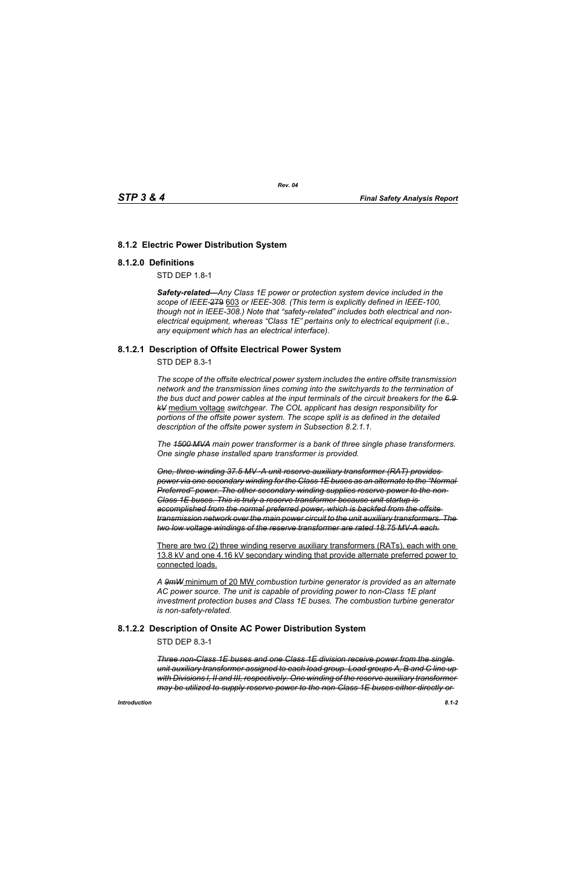### 8.1.2 Electric Power Distribution System

### 8.1.2.0 Definitions

STD DEP 1.8-1

> ***Safety-related—****Any Class 1E power or protection system device included in the scope of IEEE ~~279~~* 603 *or IEEE-308. (This term is explicitly defined in IEEE-100, though not in IEEE-308.) Note that "safety-related" includes both electrical and non-electrical equipment, whereas "Class 1E" pertains only to electrical equipment (i.e., any equipment which has an electrical interface).*

### 8.1.2.1 Description of Offsite Electrical Power System

STD DEP 8.3-1

> *The scope of the offsite electrical power system includes the entire offsite transmission network and the transmission lines coming into the switchyards to the termination of the bus duct and power cables at the input terminals of the circuit breakers for the ~~6.9 kV~~* medium voltage *switchgear. The COL applicant has design responsibility for portions of the offsite power system. The scope split is as defined in the detailed description of the offsite power system in Subsection 8.2.1.1.*
>
> *The ~~1500 MVA~~ main power transformer is a bank of three single phase transformers. One single phase installed spare transformer is provided.*
>
> *~~One, three-winding 37.5 MV -A unit reserve auxiliary transformer (RAT) provides power via one secondary winding for the Class 1E buses as an alternate to the "Normal Preferred" power. The other secondary winding supplies reserve power to the non-Class 1E buses. This is truly a reserve transformer because unit startup is accomplished from the normal preferred power, which is backfed from the offsite transmission network over the main power circuit to the unit auxiliary transformers. The two low voltage windings of the reserve transformer are rated 18.75 MV-A each.~~*
>
> <u>There are two (2) three winding reserve auxiliary transformers (RATs), each with one 13.8 kV and one 4.16 kV secondary winding that provide alternate preferred power to connected loads.</u>
>
> *A ~~9mW~~* <u>minimum of 20 MW</u> *combustion turbine generator is provided as an alternate AC power source. The unit is capable of providing power to non-Class 1E plant investment protection buses and Class 1E buses. The combustion turbine generator is non-safety-related.*

### 8.1.2.2 Description of Onsite AC Power Distribution System

STD DEP 8.3-1

> *~~Three non-Class 1E buses and one Class 1E division receive power from the single unit auxiliary transformer assigned to each load group. Load groups A, B and C line up with Divisions I, II and III, respectively. One winding of the reserve auxiliary transformer may be utilized to supply reserve power to the non-Class 1E buses either directly or~~*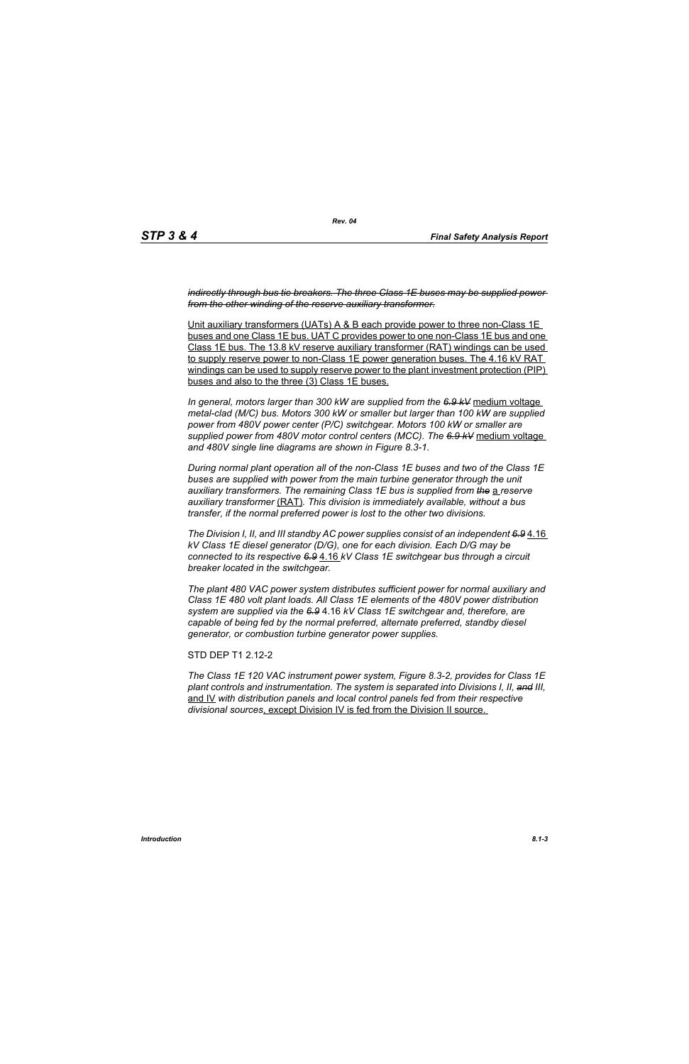*~~indirectly through bus tie breakers. The three Class 1E buses may be supplied power from the other winding of the reserve auxiliary transformer.~~*

<u>Unit auxiliary transformers (UATs) A & B each provide power to three non-Class 1E buses and one Class 1E bus. UAT C provides power to one non-Class 1E bus and one Class 1E bus. The 13.8 kV reserve auxiliary transformer (RAT) windings can be used to supply reserve power to non-Class 1E power generation buses. The 4.16 kV RAT windings can be used to supply reserve power to the plant investment protection (PIP) buses and also to the three (3) Class 1E buses.</u>

*In general, motors larger than 300 kW are supplied from the ~~6.9 kV~~* <u>medium voltage</u> *metal-clad (M/C) bus. Motors 300 kW or smaller but larger than 100 kW are supplied power from 480V power center (P/C) switchgear. Motors 100 kW or smaller are supplied power from 480V motor control centers (MCC). The ~~6.9 kV~~* <u>medium voltage</u> *and 480V single line diagrams are shown in Figure 8.3-1.*

*During normal plant operation all of the non-Class 1E buses and two of the Class 1E buses are supplied with power from the main turbine generator through the unit auxiliary transformers. The remaining Class 1E bus is supplied from ~~the~~* <u>a</u> *reserve auxiliary transformer* <u>(RAT)</u>*. This division is immediately available, without a bus transfer, if the normal preferred power is lost to the other two divisions.*

*The Division I, II, and III standby AC power supplies consist of an independent ~~6.9~~* <u>4.16</u> *kV Class 1E diesel generator (D/G), one for each division. Each D/G may be connected to its respective ~~6.9~~* <u>4.16</u> *kV Class 1E switchgear bus through a circuit breaker located in the switchgear.*

*The plant 480 VAC power system distributes sufficient power for normal auxiliary and Class 1E 480 volt plant loads. All Class 1E elements of the 480V power distribution system are supplied via the ~~6.9~~* 4.16 *kV Class 1E switchgear and, therefore, are capable of being fed by the normal preferred, alternate preferred, standby diesel generator, or combustion turbine generator power supplies.*

STD DEP T1 2.12-2

*The Class 1E 120 VAC instrument power system, Figure 8.3-2, provides for Class 1E plant controls and instrumentation. The system is separated into Divisions I, II, ~~and~~ III,* <u>and IV</u> *with distribution panels and local control panels fed from their respective divisional sources*<u>, except Division IV is fed from the Division II source.</u>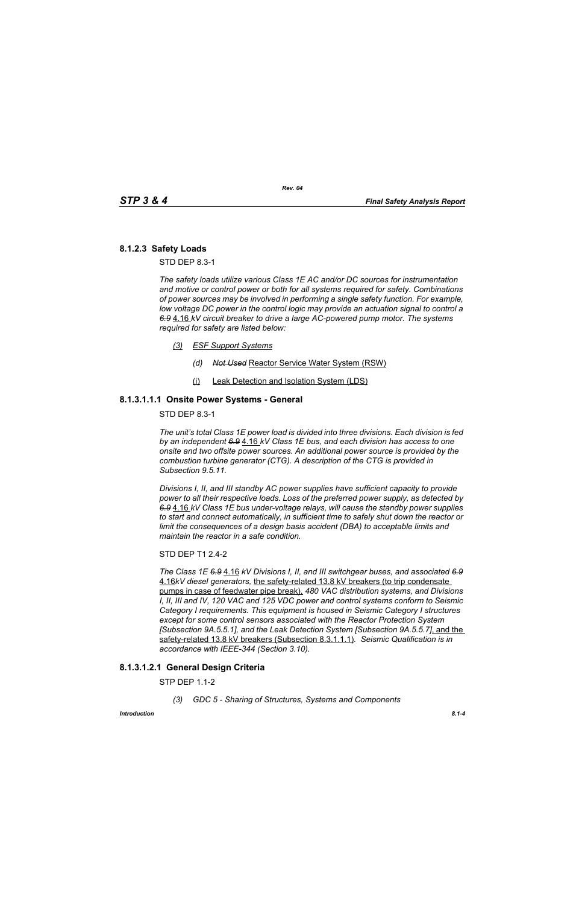### 8.1.2.3 Safety Loads

STD DEP 8.3-1

*The safety loads utilize various Class 1E AC and/or DC sources for instrumentation and motive or control power or both for all systems required for safety. Combinations of power sources may be involved in performing a single safety function. For example, low voltage DC power in the control logic may provide an actuation signal to control a ~~6.9~~ 4.16 kV circuit breaker to drive a large AC-powered pump motor. The systems required for safety are listed below:*

*(3)* ESF Support Systems

*(d)* ~~*Not Used*~~ Reactor Service Water System (RSW)

(i) Leak Detection and Isolation System (LDS)

#### 8.1.3.1.1.1 Onsite Power Systems - General

STD DEP 8.3-1

*The unit's total Class 1E power load is divided into three divisions. Each division is fed by an independent ~~6.9~~ 4.16 kV Class 1E bus, and each division has access to one onsite and two offsite power sources. An additional power source is provided by the combustion turbine generator (CTG). A description of the CTG is provided in Subsection 9.5.11.*

*Divisions I, II, and III standby AC power supplies have sufficient capacity to provide power to all their respective loads. Loss of the preferred power supply, as detected by ~~6.9~~ 4.16 kV Class 1E bus under-voltage relays, will cause the standby power supplies to start and connect automatically, in sufficient time to safely shut down the reactor or limit the consequences of a design basis accident (DBA) to acceptable limits and maintain the reactor in a safe condition.*

STD DEP T1 2.4-2

*The Class 1E ~~6.9~~ 4.16 kV Divisions I, II, and III switchgear buses, and associated ~~6.9~~ 4.16kV diesel generators,* the safety-related 13.8 kV breakers (to trip condensate pumps in case of feedwater pipe break), *480 VAC distribution systems, and Divisions I, II, III and IV, 120 VAC and 125 VDC power and control systems conform to Seismic Category I requirements. This equipment is housed in Seismic Category I structures except for some control sensors associated with the Reactor Protection System [Subsection 9A.5.5.1], and the Leak Detection System [Subsection 9A.5.5.7]*, and the safety-related 13.8 kV breakers (Subsection 8.3.1.1.1). *Seismic Qualification is in accordance with IEEE-344 (Section 3.10).*

#### 8.1.3.1.2.1 General Design Criteria

STP DEP 1.1-2

*(3) GDC 5 - Sharing of Structures, Systems and Components*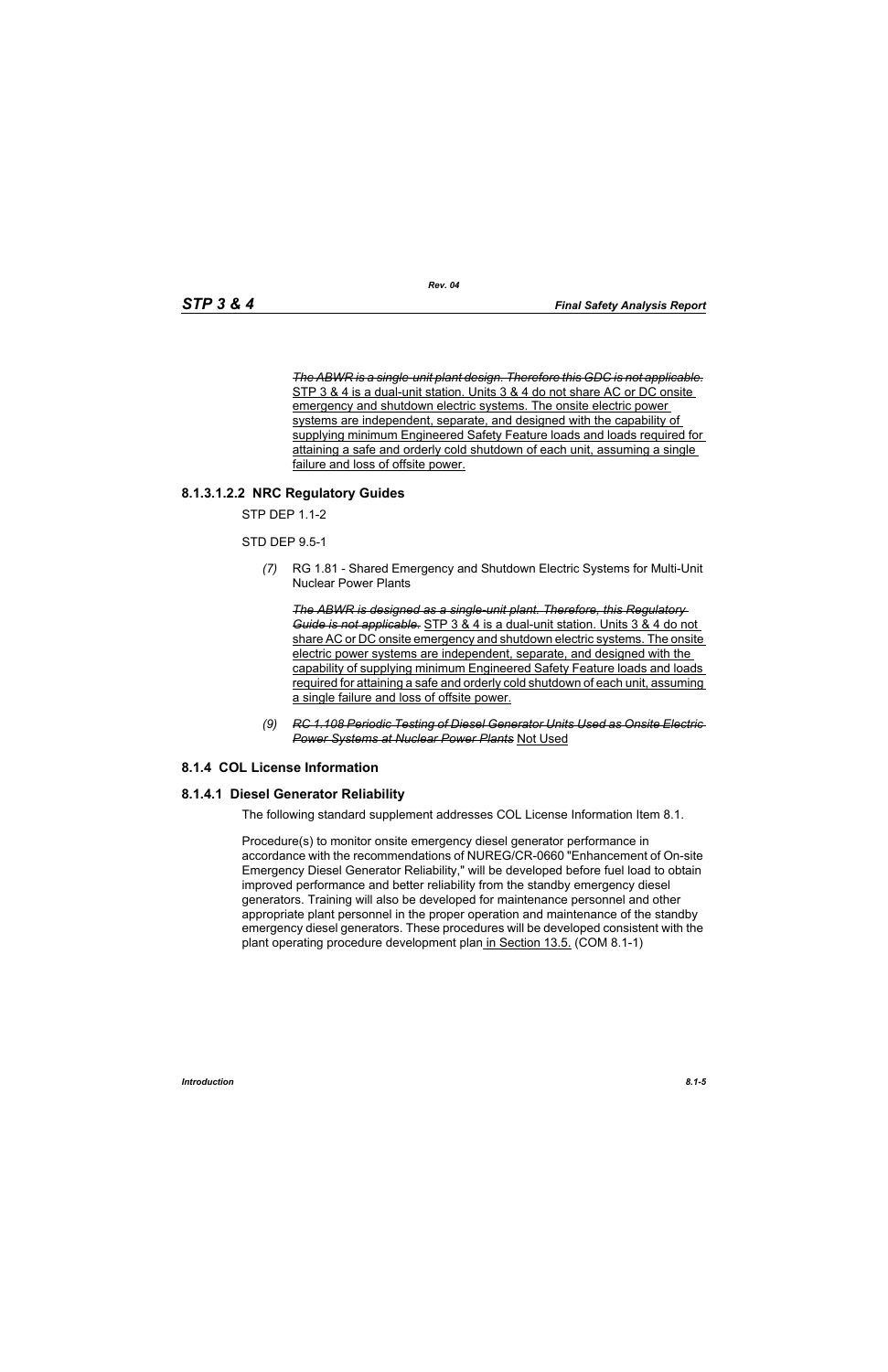~~*The ABWR is a single-unit plant design. Therefore this GDC is not applicable.*~~ <u>STP 3 & 4 is a dual-unit station. Units 3 & 4 do not share AC or DC onsite emergency and shutdown electric systems. The onsite electric power systems are independent, separate, and designed with the capability of supplying minimum Engineered Safety Feature loads and loads required for attaining a safe and orderly cold shutdown of each unit, assuming a single failure and loss of offsite power.</u>

#### 8.1.3.1.2.2 NRC Regulatory Guides

STP DEP 1.1-2

STD DEP 9.5-1

*(7)* RG 1.81 - Shared Emergency and Shutdown Electric Systems for Multi-Unit Nuclear Power Plants

~~*The ABWR is designed as a single-unit plant. Therefore, this Regulatory Guide is not applicable.*~~ <u>STP 3 & 4 is a dual-unit station. Units 3 & 4 do not share AC or DC onsite emergency and shutdown electric systems. The onsite electric power systems are independent, separate, and designed with the capability of supplying minimum Engineered Safety Feature loads and loads required for attaining a safe and orderly cold shutdown of each unit, assuming a single failure and loss of offsite power.</u>

*(9)* ~~*RC 1.108 Periodic Testing of Diesel Generator Units Used as Onsite Electric Power Systems at Nuclear Power Plants*~~ <u>Not Used</u>

### 8.1.4 COL License Information

#### 8.1.4.1 Diesel Generator Reliability

The following standard supplement addresses COL License Information Item 8.1.

Procedure(s) to monitor onsite emergency diesel generator performance in accordance with the recommendations of NUREG/CR-0660 "Enhancement of On-site Emergency Diesel Generator Reliability," will be developed before fuel load to obtain improved performance and better reliability from the standby emergency diesel generators. Training will also be developed for maintenance personnel and other appropriate plant personnel in the proper operation and maintenance of the standby emergency diesel generators. These procedures will be developed consistent with the plant operating procedure development plan<u> in Section 13.5.</u> (COM 8.1-1)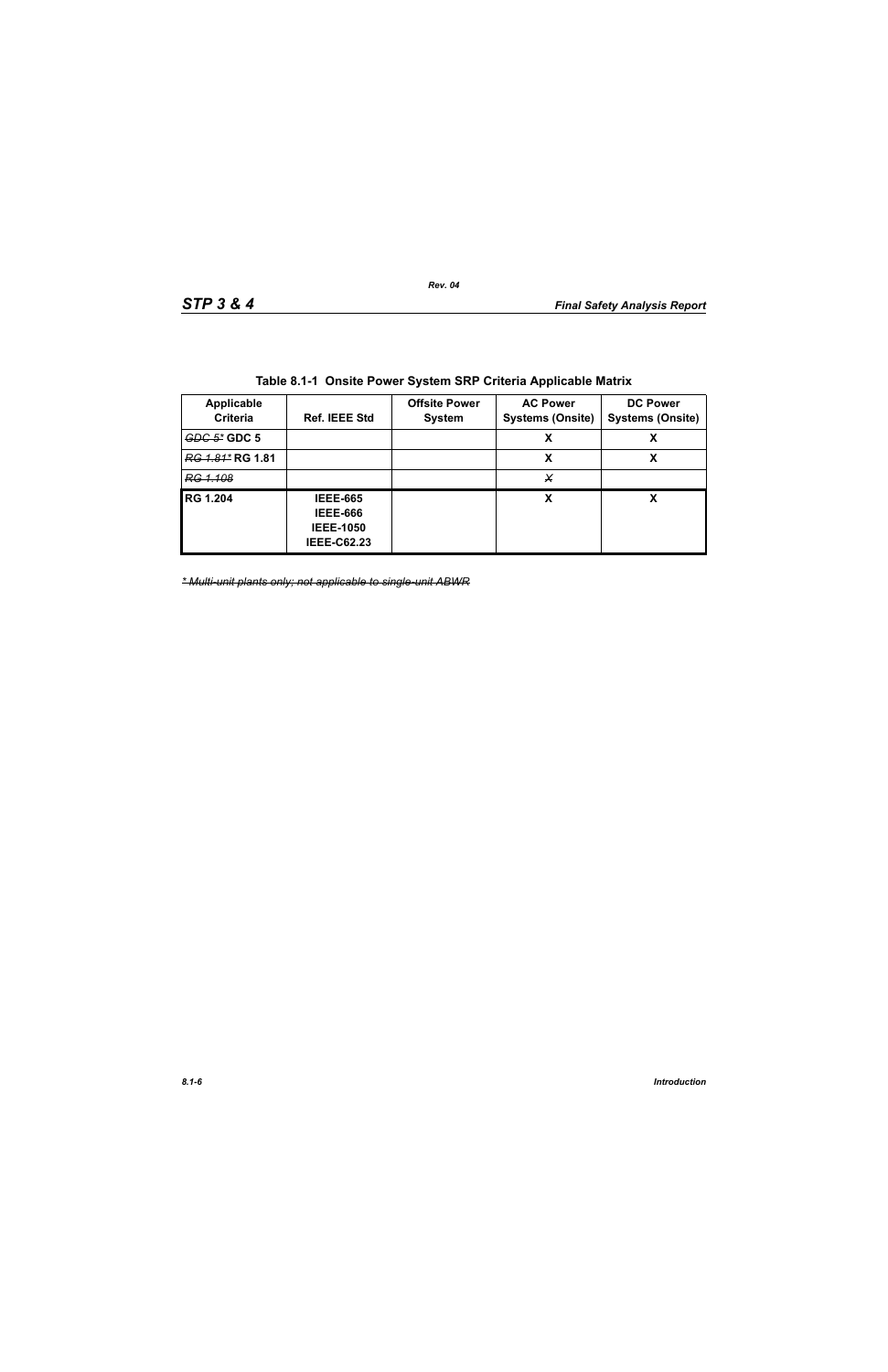**Table 8.1-1 Onsite Power System SRP Criteria Applicable Matrix**

| Applicable Criteria | Ref. IEEE Std | Offsite Power System | AC Power Systems (Onsite) | DC Power Systems (Onsite) |
|---|---|---|---|---|
| ~~*GDC 5\**~~ **GDC 5** | | | **X** | **X** |
| ~~*RG 1.81\**~~ **RG 1.81** | | | **X** | **X** |
| ~~*RG 1.108*~~ | | | ~~*X*~~ | |
| **RG 1.204** | **IEEE-665**<br>**IEEE-666**<br>**IEEE-1050**<br>**IEEE-C62.23** | | **X** | **X** |

~~*\* Multi-unit plants only; not applicable to single-unit ABWR*~~